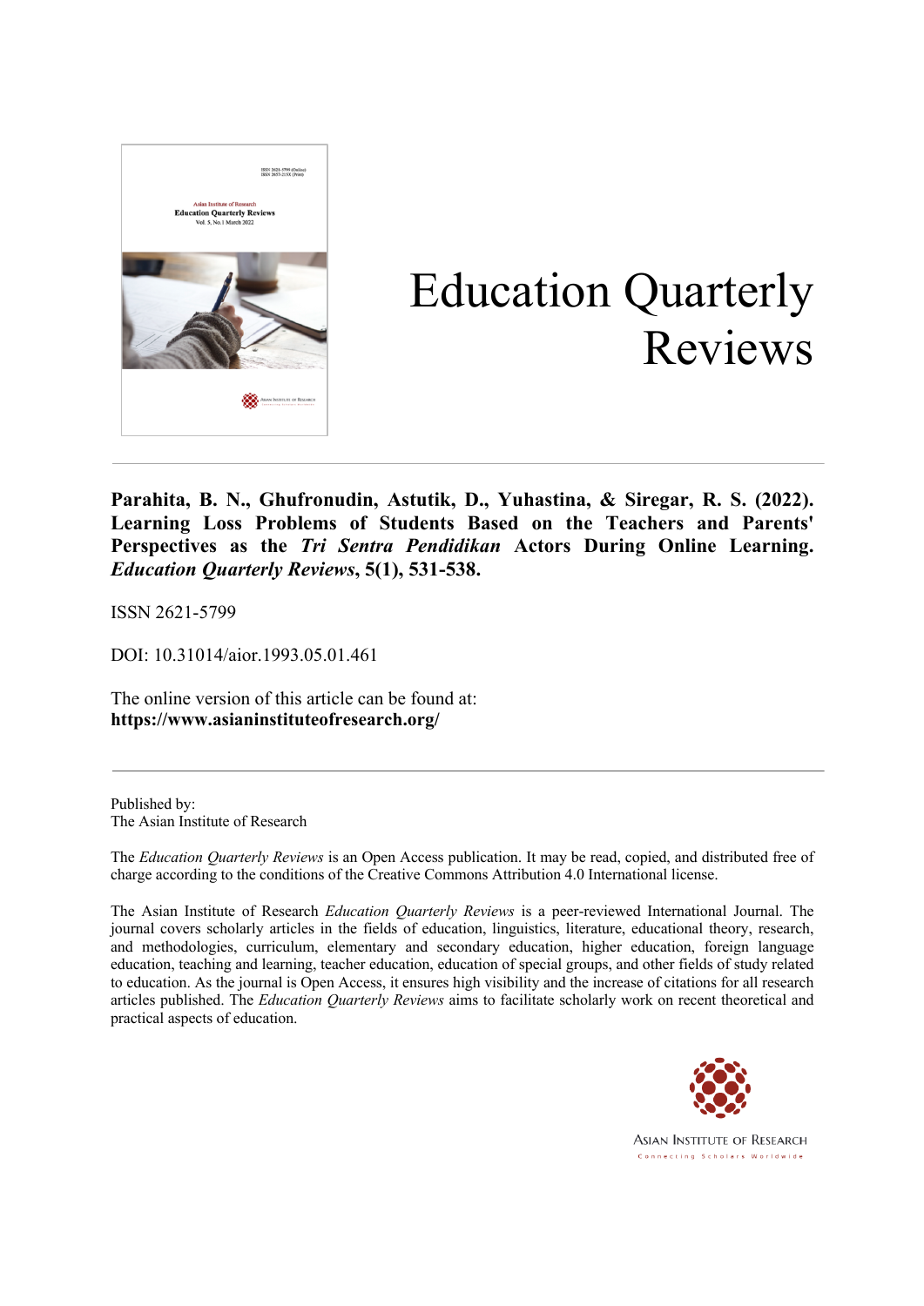# Education Quarterly Reviews

**Parahita, B. N., Ghufronudin, Astutik, D., Yuhastina, & Siregar, R. S. (2022). Learning Loss Problems of Students Based on the Teachers and Parents' Perspectives as the *Tri Sentra Pendidikan* Actors During Online Learning. *Education Quarterly Reviews*, 5(1), 531-538.**

ISSN 2621-5799

DOI: 10.31014/aior.1993.05.01.461

The online version of this article can be found at:
**https://www.asianinstituteofresearch.org/**

---

Published by:
The Asian Institute of Research

The *Education Quarterly Reviews* is an Open Access publication. It may be read, copied, and distributed free of charge according to the conditions of the Creative Commons Attribution 4.0 International license.

The Asian Institute of Research *Education Quarterly Reviews* is a peer-reviewed International Journal. The journal covers scholarly articles in the fields of education, linguistics, literature, educational theory, research, and methodologies, curriculum, elementary and secondary education, higher education, foreign language education, teaching and learning, teacher education, education of special groups, and other fields of study related to education. As the journal is Open Access, it ensures high visibility and the increase of citations for all research articles published. The *Education Quarterly Reviews* aims to facilitate scholarly work on recent theoretical and practical aspects of education.

ASIAN INSTITUTE OF RESEARCH
Connecting Scholars Worldwide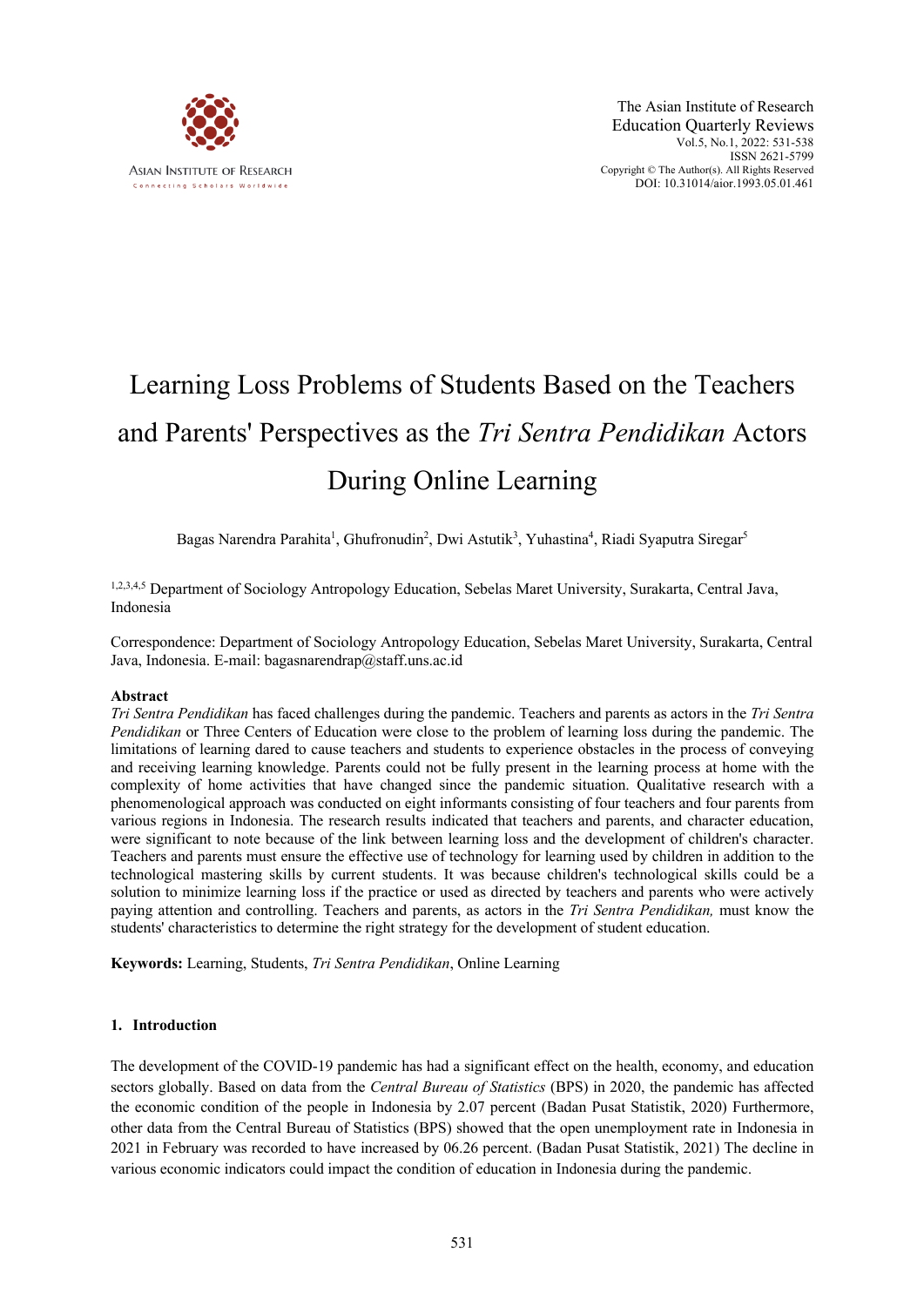# Learning Loss Problems of Students Based on the Teachers and Parents' Perspectives as the *Tri Sentra Pendidikan* Actors During Online Learning

Bagas Narendra Parahita[1], Ghufronudin[2], Dwi Astutik[3], Yuhastina[4], Riadi Syaputra Siregar[5]

[1,2,3,4,5] Department of Sociology Antropology Education, Sebelas Maret University, Surakarta, Central Java, Indonesia

Correspondence: Department of Sociology Antropology Education, Sebelas Maret University, Surakarta, Central Java, Indonesia. E-mail: bagasnarendrap@staff.uns.ac.id

## Abstract

*Tri Sentra Pendidikan* has faced challenges during the pandemic. Teachers and parents as actors in the *Tri Sentra Pendidikan* or Three Centers of Education were close to the problem of learning loss during the pandemic. The limitations of learning dared to cause teachers and students to experience obstacles in the process of conveying and receiving learning knowledge. Parents could not be fully present in the learning process at home with the complexity of home activities that have changed since the pandemic situation. Qualitative research with a phenomenological approach was conducted on eight informants consisting of four teachers and four parents from various regions in Indonesia. The research results indicated that teachers and parents, and character education, were significant to note because of the link between learning loss and the development of children's character. Teachers and parents must ensure the effective use of technology for learning used by children in addition to the technological mastering skills by current students. It was because children's technological skills could be a solution to minimize learning loss if the practice or used as directed by teachers and parents who were actively paying attention and controlling. Teachers and parents, as actors in the *Tri Sentra Pendidikan,* must know the students' characteristics to determine the right strategy for the development of student education.

**Keywords:** Learning, Students, *Tri Sentra Pendidikan*, Online Learning

## 1. Introduction

The development of the COVID-19 pandemic has had a significant effect on the health, economy, and education sectors globally. Based on data from the *Central Bureau of Statistics* (BPS) in 2020, the pandemic has affected the economic condition of the people in Indonesia by 2.07 percent (Badan Pusat Statistik, 2020) Furthermore, other data from the Central Bureau of Statistics (BPS) showed that the open unemployment rate in Indonesia in 2021 in February was recorded to have increased by 06.26 percent. (Badan Pusat Statistik, 2021) The decline in various economic indicators could impact the condition of education in Indonesia during the pandemic.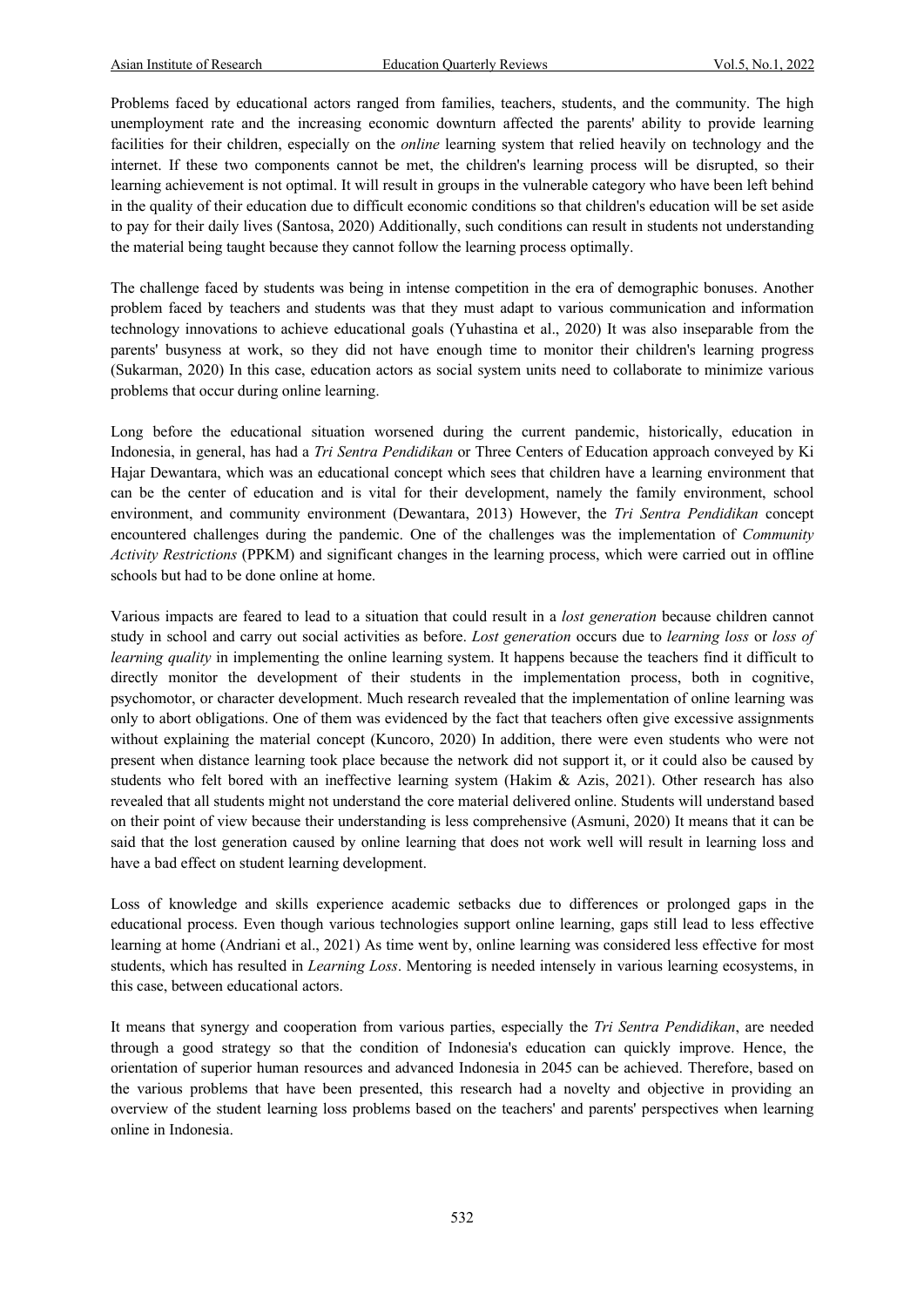Problems faced by educational actors ranged from families, teachers, students, and the community. The high unemployment rate and the increasing economic downturn affected the parents' ability to provide learning facilities for their children, especially on the *online* learning system that relied heavily on technology and the internet. If these two components cannot be met, the children's learning process will be disrupted, so their learning achievement is not optimal. It will result in groups in the vulnerable category who have been left behind in the quality of their education due to difficult economic conditions so that children's education will be set aside to pay for their daily lives (Santosa, 2020) Additionally, such conditions can result in students not understanding the material being taught because they cannot follow the learning process optimally.

The challenge faced by students was being in intense competition in the era of demographic bonuses. Another problem faced by teachers and students was that they must adapt to various communication and information technology innovations to achieve educational goals (Yuhastina et al., 2020) It was also inseparable from the parents' busyness at work, so they did not have enough time to monitor their children's learning progress (Sukarman, 2020) In this case, education actors as social system units need to collaborate to minimize various problems that occur during online learning.

Long before the educational situation worsened during the current pandemic, historically, education in Indonesia, in general, has had a *Tri Sentra Pendidikan* or Three Centers of Education approach conveyed by Ki Hajar Dewantara, which was an educational concept which sees that children have a learning environment that can be the center of education and is vital for their development, namely the family environment, school environment, and community environment (Dewantara, 2013) However, the *Tri Sentra Pendidikan* concept encountered challenges during the pandemic. One of the challenges was the implementation of *Community Activity Restrictions* (PPKM) and significant changes in the learning process, which were carried out in offline schools but had to be done online at home.

Various impacts are feared to lead to a situation that could result in a *lost generation* because children cannot study in school and carry out social activities as before. *Lost generation* occurs due to *learning loss* or *loss of learning quality* in implementing the online learning system. It happens because the teachers find it difficult to directly monitor the development of their students in the implementation process, both in cognitive, psychomotor, or character development. Much research revealed that the implementation of online learning was only to abort obligations. One of them was evidenced by the fact that teachers often give excessive assignments without explaining the material concept (Kuncoro, 2020) In addition, there were even students who were not present when distance learning took place because the network did not support it, or it could also be caused by students who felt bored with an ineffective learning system (Hakim & Azis, 2021). Other research has also revealed that all students might not understand the core material delivered online. Students will understand based on their point of view because their understanding is less comprehensive (Asmuni, 2020) It means that it can be said that the lost generation caused by online learning that does not work well will result in learning loss and have a bad effect on student learning development.

Loss of knowledge and skills experience academic setbacks due to differences or prolonged gaps in the educational process. Even though various technologies support online learning, gaps still lead to less effective learning at home (Andriani et al., 2021) As time went by, online learning was considered less effective for most students, which has resulted in *Learning Loss*. Mentoring is needed intensely in various learning ecosystems, in this case, between educational actors.

It means that synergy and cooperation from various parties, especially the *Tri Sentra Pendidikan*, are needed through a good strategy so that the condition of Indonesia's education can quickly improve. Hence, the orientation of superior human resources and advanced Indonesia in 2045 can be achieved. Therefore, based on the various problems that have been presented, this research had a novelty and objective in providing an overview of the student learning loss problems based on the teachers' and parents' perspectives when learning online in Indonesia.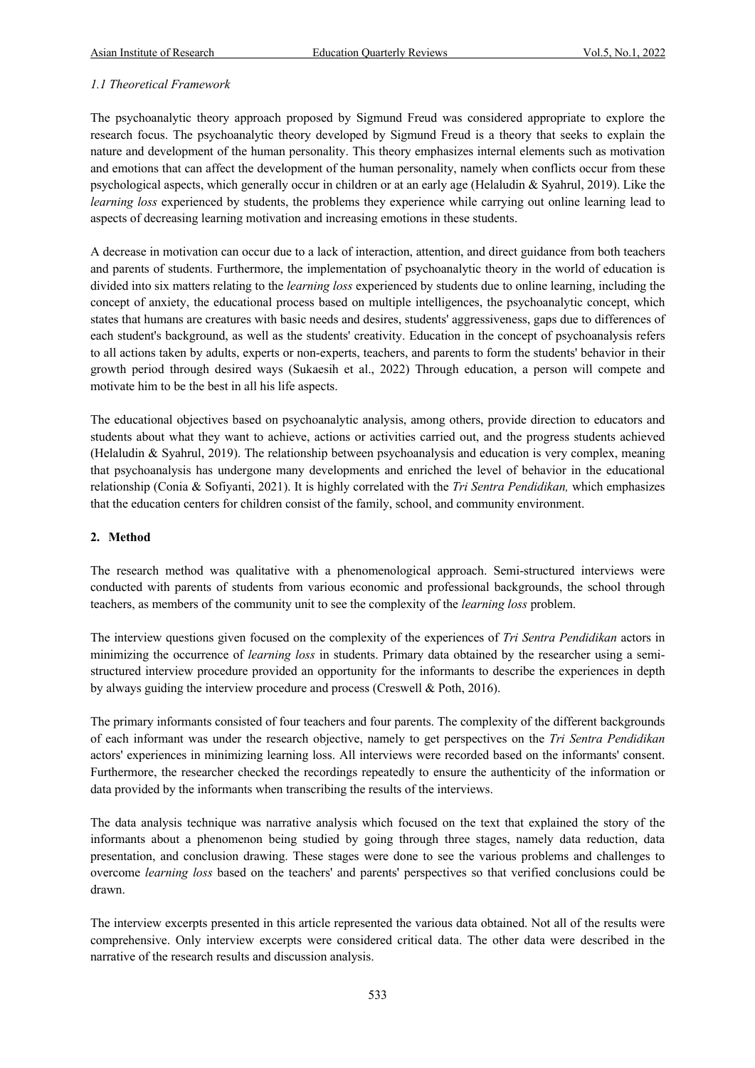*1.1 Theoretical Framework*

The psychoanalytic theory approach proposed by Sigmund Freud was considered appropriate to explore the research focus. The psychoanalytic theory developed by Sigmund Freud is a theory that seeks to explain the nature and development of the human personality. This theory emphasizes internal elements such as motivation and emotions that can affect the development of the human personality, namely when conflicts occur from these psychological aspects, which generally occur in children or at an early age (Helaludin & Syahrul, 2019). Like the *learning loss* experienced by students, the problems they experience while carrying out online learning lead to aspects of decreasing learning motivation and increasing emotions in these students.

A decrease in motivation can occur due to a lack of interaction, attention, and direct guidance from both teachers and parents of students. Furthermore, the implementation of psychoanalytic theory in the world of education is divided into six matters relating to the *learning loss* experienced by students due to online learning, including the concept of anxiety, the educational process based on multiple intelligences, the psychoanalytic concept, which states that humans are creatures with basic needs and desires, students' aggressiveness, gaps due to differences of each student's background, as well as the students' creativity. Education in the concept of psychoanalysis refers to all actions taken by adults, experts or non-experts, teachers, and parents to form the students' behavior in their growth period through desired ways (Sukaesih et al., 2022) Through education, a person will compete and motivate him to be the best in all his life aspects.

The educational objectives based on psychoanalytic analysis, among others, provide direction to educators and students about what they want to achieve, actions or activities carried out, and the progress students achieved (Helaludin & Syahrul, 2019). The relationship between psychoanalysis and education is very complex, meaning that psychoanalysis has undergone many developments and enriched the level of behavior in the educational relationship (Conia & Sofiyanti, 2021). It is highly correlated with the *Tri Sentra Pendidikan,* which emphasizes that the education centers for children consist of the family, school, and community environment.

## 2. Method

The research method was qualitative with a phenomenological approach. Semi-structured interviews were conducted with parents of students from various economic and professional backgrounds, the school through teachers, as members of the community unit to see the complexity of the *learning loss* problem.

The interview questions given focused on the complexity of the experiences of *Tri Sentra Pendidikan* actors in minimizing the occurrence of *learning loss* in students. Primary data obtained by the researcher using a semi-structured interview procedure provided an opportunity for the informants to describe the experiences in depth by always guiding the interview procedure and process (Creswell & Poth, 2016).

The primary informants consisted of four teachers and four parents. The complexity of the different backgrounds of each informant was under the research objective, namely to get perspectives on the *Tri Sentra Pendidikan* actors' experiences in minimizing learning loss. All interviews were recorded based on the informants' consent. Furthermore, the researcher checked the recordings repeatedly to ensure the authenticity of the information or data provided by the informants when transcribing the results of the interviews.

The data analysis technique was narrative analysis which focused on the text that explained the story of the informants about a phenomenon being studied by going through three stages, namely data reduction, data presentation, and conclusion drawing. These stages were done to see the various problems and challenges to overcome *learning loss* based on the teachers' and parents' perspectives so that verified conclusions could be drawn.

The interview excerpts presented in this article represented the various data obtained. Not all of the results were comprehensive. Only interview excerpts were considered critical data. The other data were described in the narrative of the research results and discussion analysis.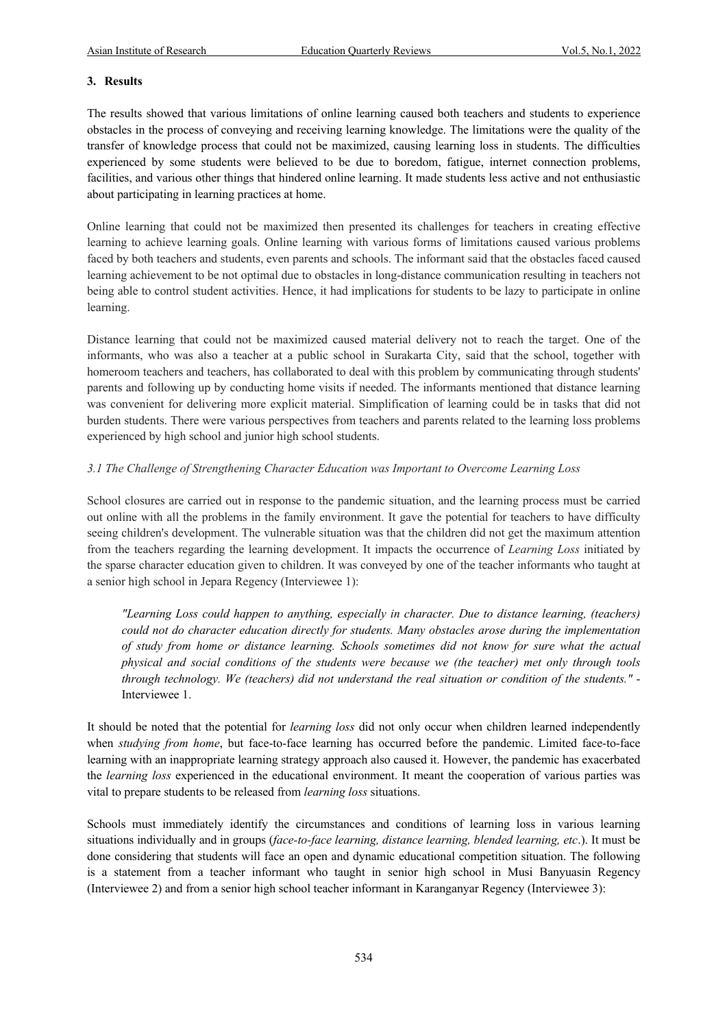## 3. Results

The results showed that various limitations of online learning caused both teachers and students to experience obstacles in the process of conveying and receiving learning knowledge. The limitations were the quality of the transfer of knowledge process that could not be maximized, causing learning loss in students. The difficulties experienced by some students were believed to be due to boredom, fatigue, internet connection problems, facilities, and various other things that hindered online learning. It made students less active and not enthusiastic about participating in learning practices at home.

Online learning that could not be maximized then presented its challenges for teachers in creating effective learning to achieve learning goals. Online learning with various forms of limitations caused various problems faced by both teachers and students, even parents and schools. The informant said that the obstacles faced caused learning achievement to be not optimal due to obstacles in long-distance communication resulting in teachers not being able to control student activities. Hence, it had implications for students to be lazy to participate in online learning.

Distance learning that could not be maximized caused material delivery not to reach the target. One of the informants, who was also a teacher at a public school in Surakarta City, said that the school, together with homeroom teachers and teachers, has collaborated to deal with this problem by communicating through students' parents and following up by conducting home visits if needed. The informants mentioned that distance learning was convenient for delivering more explicit material. Simplification of learning could be in tasks that did not burden students. There were various perspectives from teachers and parents related to the learning loss problems experienced by high school and junior high school students.

### *3.1 The Challenge of Strengthening Character Education was Important to Overcome Learning Loss*

School closures are carried out in response to the pandemic situation, and the learning process must be carried out online with all the problems in the family environment. It gave the potential for teachers to have difficulty seeing children's development. The vulnerable situation was that the children did not get the maximum attention from the teachers regarding the learning development. It impacts the occurrence of *Learning Loss* initiated by the sparse character education given to children. It was conveyed by one of the teacher informants who taught at a senior high school in Jepara Regency (Interviewee 1):

> *"Learning Loss could happen to anything, especially in character. Due to distance learning, (teachers) could not do character education directly for students. Many obstacles arose during the implementation of study from home or distance learning. Schools sometimes did not know for sure what the actual physical and social conditions of the students were because we (the teacher) met only through tools through technology. We (teachers) did not understand the real situation or condition of the students."* - Interviewee 1.

It should be noted that the potential for *learning loss* did not only occur when children learned independently when *studying from home*, but face-to-face learning has occurred before the pandemic. Limited face-to-face learning with an inappropriate learning strategy approach also caused it. However, the pandemic has exacerbated the *learning loss* experienced in the educational environment. It meant the cooperation of various parties was vital to prepare students to be released from *learning loss* situations.

Schools must immediately identify the circumstances and conditions of learning loss in various learning situations individually and in groups (*face-to-face learning, distance learning, blended learning, etc*.). It must be done considering that students will face an open and dynamic educational competition situation. The following is a statement from a teacher informant who taught in senior high school in Musi Banyuasin Regency (Interviewee 2) and from a senior high school teacher informant in Karanganyar Regency (Interviewee 3):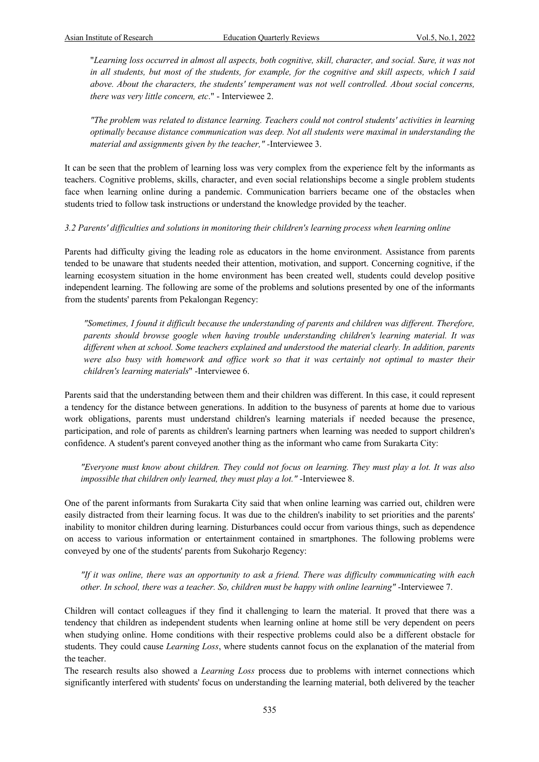"*Learning loss occurred in almost all aspects, both cognitive, skill, character, and social. Sure, it was not in all students, but most of the students, for example, for the cognitive and skill aspects, which I said above. About the characters, the students' temperament was not well controlled. About social concerns, there was very little concern, etc*." - Interviewee 2.

*"The problem was related to distance learning. Teachers could not control students' activities in learning optimally because distance communication was deep. Not all students were maximal in understanding the material and assignments given by the teacher,"* -Interviewee 3.

It can be seen that the problem of learning loss was very complex from the experience felt by the informants as teachers. Cognitive problems, skills, character, and even social relationships become a single problem students face when learning online during a pandemic. Communication barriers became one of the obstacles when students tried to follow task instructions or understand the knowledge provided by the teacher.

### *3.2 Parents' difficulties and solutions in monitoring their children's learning process when learning online*

Parents had difficulty giving the leading role as educators in the home environment. Assistance from parents tended to be unaware that students needed their attention, motivation, and support. Concerning cognitive, if the learning ecosystem situation in the home environment has been created well, students could develop positive independent learning. The following are some of the problems and solutions presented by one of the informants from the students' parents from Pekalongan Regency:

*"Sometimes, I found it difficult because the understanding of parents and children was different. Therefore, parents should browse google when having trouble understanding children's learning material. It was different when at school. Some teachers explained and understood the material clearly. In addition, parents were also busy with homework and office work so that it was certainly not optimal to master their children's learning materials*" -Interviewee 6.

Parents said that the understanding between them and their children was different. In this case, it could represent a tendency for the distance between generations. In addition to the busyness of parents at home due to various work obligations, parents must understand children's learning materials if needed because the presence, participation, and role of parents as children's learning partners when learning was needed to support children's confidence. A student's parent conveyed another thing as the informant who came from Surakarta City:

*"Everyone must know about children. They could not focus on learning. They must play a lot. It was also impossible that children only learned, they must play a lot."* -Interviewee 8.

One of the parent informants from Surakarta City said that when online learning was carried out, children were easily distracted from their learning focus. It was due to the children's inability to set priorities and the parents' inability to monitor children during learning. Disturbances could occur from various things, such as dependence on access to various information or entertainment contained in smartphones. The following problems were conveyed by one of the students' parents from Sukoharjo Regency:

*"If it was online, there was an opportunity to ask a friend. There was difficulty communicating with each other. In school, there was a teacher. So, children must be happy with online learning"* -Interviewee 7.

Children will contact colleagues if they find it challenging to learn the material. It proved that there was a tendency that children as independent students when learning online at home still be very dependent on peers when studying online. Home conditions with their respective problems could also be a different obstacle for students. They could cause *Learning Loss*, where students cannot focus on the explanation of the material from the teacher.

The research results also showed a *Learning Loss* process due to problems with internet connections which significantly interfered with students' focus on understanding the learning material, both delivered by the teacher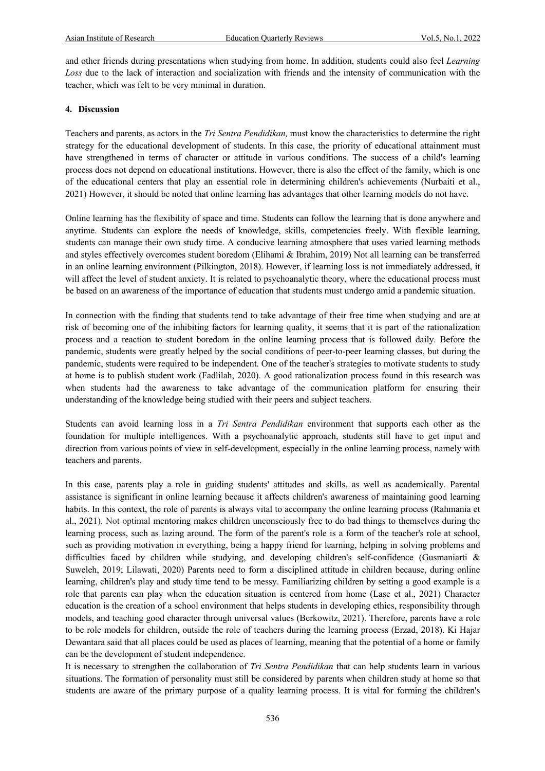and other friends during presentations when studying from home. In addition, students could also feel *Learning Loss* due to the lack of interaction and socialization with friends and the intensity of communication with the teacher, which was felt to be very minimal in duration.

## 4. Discussion

Teachers and parents, as actors in the *Tri Sentra Pendidikan,* must know the characteristics to determine the right strategy for the educational development of students. In this case, the priority of educational attainment must have strengthened in terms of character or attitude in various conditions. The success of a child's learning process does not depend on educational institutions. However, there is also the effect of the family, which is one of the educational centers that play an essential role in determining children's achievements (Nurbaiti et al., 2021) However, it should be noted that online learning has advantages that other learning models do not have.

Online learning has the flexibility of space and time. Students can follow the learning that is done anywhere and anytime. Students can explore the needs of knowledge, skills, competencies freely. With flexible learning, students can manage their own study time. A conducive learning atmosphere that uses varied learning methods and styles effectively overcomes student boredom (Elihami & Ibrahim, 2019) Not all learning can be transferred in an online learning environment (Pilkington, 2018). However, if learning loss is not immediately addressed, it will affect the level of student anxiety. It is related to psychoanalytic theory, where the educational process must be based on an awareness of the importance of education that students must undergo amid a pandemic situation.

In connection with the finding that students tend to take advantage of their free time when studying and are at risk of becoming one of the inhibiting factors for learning quality, it seems that it is part of the rationalization process and a reaction to student boredom in the online learning process that is followed daily. Before the pandemic, students were greatly helped by the social conditions of peer-to-peer learning classes, but during the pandemic, students were required to be independent. One of the teacher's strategies to motivate students to study at home is to publish student work (Fadlilah, 2020). A good rationalization process found in this research was when students had the awareness to take advantage of the communication platform for ensuring their understanding of the knowledge being studied with their peers and subject teachers.

Students can avoid learning loss in a *Tri Sentra Pendidikan* environment that supports each other as the foundation for multiple intelligences. With a psychoanalytic approach, students still have to get input and direction from various points of view in self-development, especially in the online learning process, namely with teachers and parents.

In this case, parents play a role in guiding students' attitudes and skills, as well as academically. Parental assistance is significant in online learning because it affects children's awareness of maintaining good learning habits. In this context, the role of parents is always vital to accompany the online learning process (Rahmania et al., 2021). Not optimal mentoring makes children unconsciously free to do bad things to themselves during the learning process, such as lazing around. The form of the parent's role is a form of the teacher's role at school, such as providing motivation in everything, being a happy friend for learning, helping in solving problems and difficulties faced by children while studying, and developing children's self-confidence (Gusmaniarti & Suweleh, 2019; Lilawati, 2020) Parents need to form a disciplined attitude in children because, during online learning, children's play and study time tend to be messy. Familiarizing children by setting a good example is a role that parents can play when the education situation is centered from home (Lase et al., 2021) Character education is the creation of a school environment that helps students in developing ethics, responsibility through models, and teaching good character through universal values (Berkowitz, 2021). Therefore, parents have a role to be role models for children, outside the role of teachers during the learning process (Erzad, 2018). Ki Hajar Dewantara said that all places could be used as places of learning, meaning that the potential of a home or family can be the development of student independence.

It is necessary to strengthen the collaboration of *Tri Sentra Pendidikan* that can help students learn in various situations. The formation of personality must still be considered by parents when children study at home so that students are aware of the primary purpose of a quality learning process. It is vital for forming the children's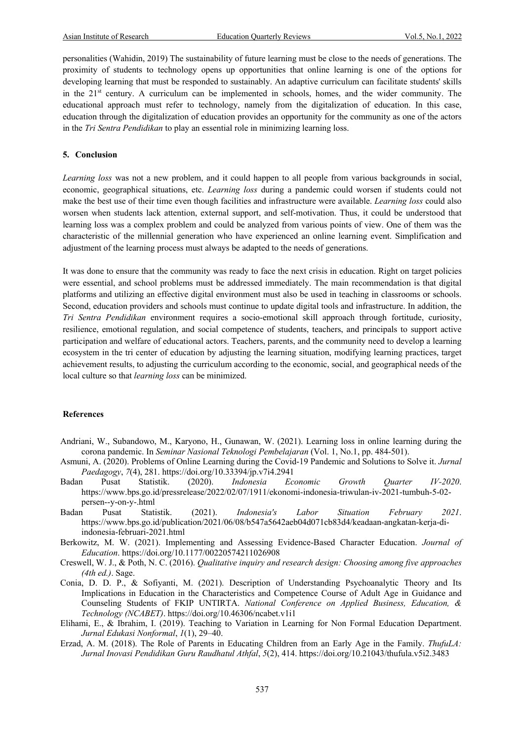personalities (Wahidin, 2019) The sustainability of future learning must be close to the needs of generations. The proximity of students to technology opens up opportunities that online learning is one of the options for developing learning that must be responded to sustainably. An adaptive curriculum can facilitate students' skills in the 21st century. A curriculum can be implemented in schools, homes, and the wider community. The educational approach must refer to technology, namely from the digitalization of education. In this case, education through the digitalization of education provides an opportunity for the community as one of the actors in the *Tri Sentra Pendidikan* to play an essential role in minimizing learning loss.

## 5. Conclusion

*Learning loss* was not a new problem, and it could happen to all people from various backgrounds in social, economic, geographical situations, etc. *Learning loss* during a pandemic could worsen if students could not make the best use of their time even though facilities and infrastructure were available. *Learning loss* could also worsen when students lack attention, external support, and self-motivation. Thus, it could be understood that learning loss was a complex problem and could be analyzed from various points of view. One of them was the characteristic of the millennial generation who have experienced an online learning event. Simplification and adjustment of the learning process must always be adapted to the needs of generations.

It was done to ensure that the community was ready to face the next crisis in education. Right on target policies were essential, and school problems must be addressed immediately. The main recommendation is that digital platforms and utilizing an effective digital environment must also be used in teaching in classrooms or schools. Second, education providers and schools must continue to update digital tools and infrastructure. In addition, the *Tri Sentra Pendidikan* environment requires a socio-emotional skill approach through fortitude, curiosity, resilience, emotional regulation, and social competence of students, teachers, and principals to support active participation and welfare of educational actors. Teachers, parents, and the community need to develop a learning ecosystem in the tri center of education by adjusting the learning situation, modifying learning practices, target achievement results, to adjusting the curriculum according to the economic, social, and geographical needs of the local culture so that *learning loss* can be minimized.

## References

Andriani, W., Subandowo, M., Karyono, H., Gunawan, W. (2021). Learning loss in online learning during the corona pandemic. In *Seminar Nasional Teknologi Pembelajaran* (Vol. 1, No.1, pp. 484-501).

Asmuni, A. (2020). Problems of Online Learning during the Covid-19 Pandemic and Solutions to Solve it. *Jurnal Paedagogy*, *7*(4), 281. https://doi.org/10.33394/jp.v7i4.2941

Badan Pusat Statistik. (2020). *Indonesia Economic Growth Quarter IV-2020*. https://www.bps.go.id/pressrelease/2022/02/07/1911/ekonomi-indonesia-triwulan-iv-2021-tumbuh-5-02-persen--y-on-y-.html

Badan Pusat Statistik. (2021). *Indonesia's Labor Situation February 2021*. https://www.bps.go.id/publication/2021/06/08/b547a5642aeb04d071cb83d4/keadaan-angkatan-kerja-di-indonesia-februari-2021.html

Berkowitz, M. W. (2021). Implementing and Assessing Evidence-Based Character Education. *Journal of Education*. https://doi.org/10.1177/00220574211026908

Creswell, W. J., & Poth, N. C. (2016). *Qualitative inquiry and research design: Choosing among five approaches (4th ed.)*. Sage.

Conia, D. D. P., & Sofiyanti, M. (2021). Description of Understanding Psychoanalytic Theory and Its Implications in Education in the Characteristics and Competence Course of Adult Age in Guidance and Counseling Students of FKIP UNTIRTA. *National Conference on Applied Business, Education, & Technology (NCABET)*. https://doi.org/10.46306/ncabet.v1i1

Elihami, E., & Ibrahim, I. (2019). Teaching to Variation in Learning for Non Formal Education Department. *Jurnal Edukasi Nonformal*, *1*(1), 29–40.

Erzad, A. M. (2018). The Role of Parents in Educating Children from an Early Age in the Family. *ThufuLA: Jurnal Inovasi Pendidikan Guru Raudhatul Athfal*, *5*(2), 414. https://doi.org/10.21043/thufula.v5i2.3483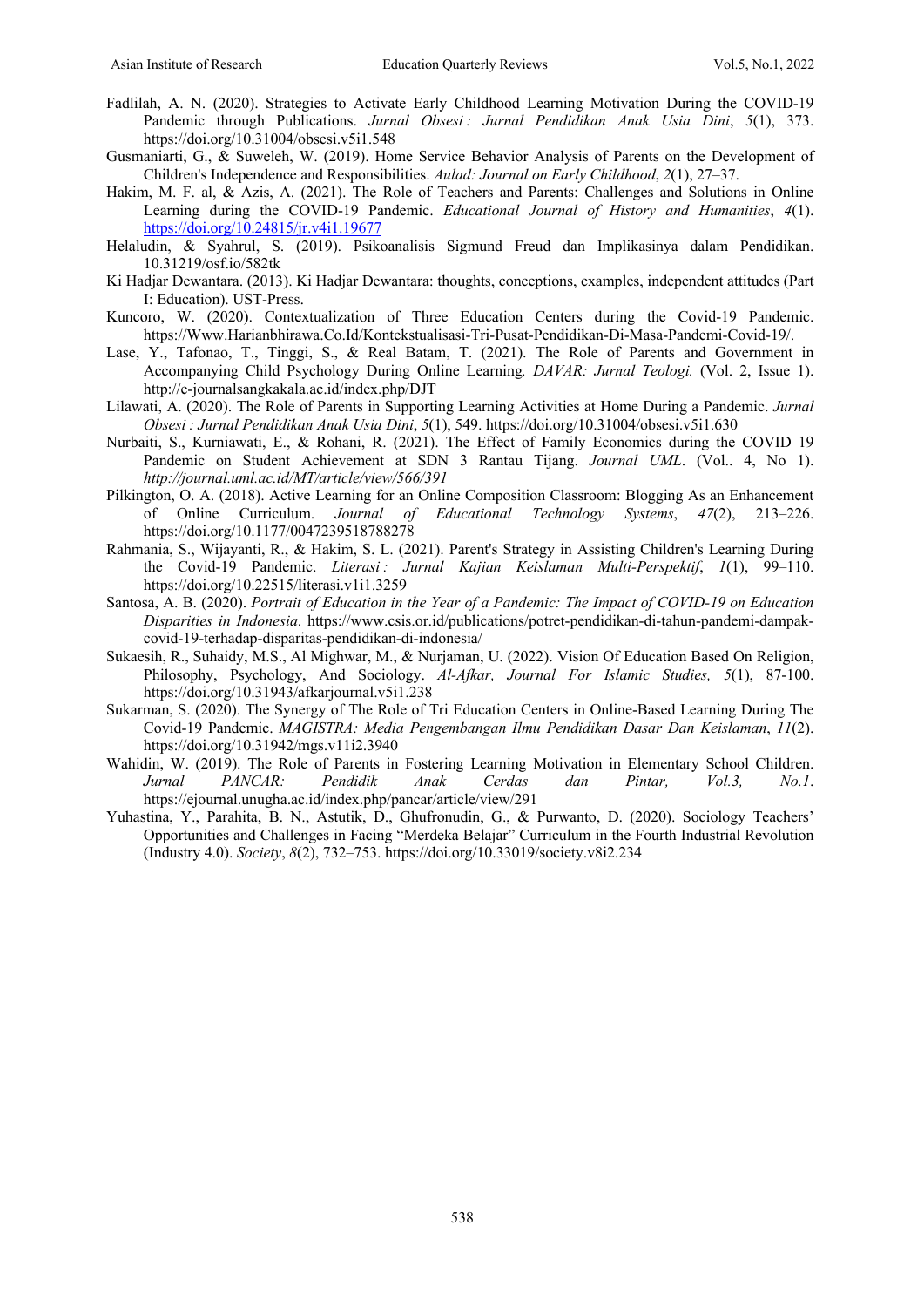Fadlilah, A. N. (2020). Strategies to Activate Early Childhood Learning Motivation During the COVID-19 Pandemic through Publications. *Jurnal Obsesi : Jurnal Pendidikan Anak Usia Dini*, *5*(1), 373. https://doi.org/10.31004/obsesi.v5i1.548

Gusmaniarti, G., & Suweleh, W. (2019). Home Service Behavior Analysis of Parents on the Development of Children's Independence and Responsibilities. *Aulad: Journal on Early Childhood*, *2*(1), 27–37.

Hakim, M. F. al, & Azis, A. (2021). The Role of Teachers and Parents: Challenges and Solutions in Online Learning during the COVID-19 Pandemic. *Educational Journal of History and Humanities*, *4*(1). https://doi.org/10.24815/jr.v4i1.19677

Helaludin, & Syahrul, S. (2019). Psikoanalisis Sigmund Freud dan Implikasinya dalam Pendidikan. 10.31219/osf.io/582tk

Ki Hadjar Dewantara. (2013). Ki Hadjar Dewantara: thoughts, conceptions, examples, independent attitudes (Part I: Education). UST-Press.

Kuncoro, W. (2020). Contextualization of Three Education Centers during the Covid-19 Pandemic. https://Www.Harianbhirawa.Co.Id/Kontekstualisasi-Tri-Pusat-Pendidikan-Di-Masa-Pandemi-Covid-19/.

Lase, Y., Tafonao, T., Tinggi, S., & Real Batam, T. (2021). The Role of Parents and Government in Accompanying Child Psychology During Online Learning*. DAVAR: Jurnal Teologi.* (Vol. 2, Issue 1). http://e-journalsangkakala.ac.id/index.php/DJT

Lilawati, A. (2020). The Role of Parents in Supporting Learning Activities at Home During a Pandemic. *Jurnal Obsesi : Jurnal Pendidikan Anak Usia Dini*, *5*(1), 549. https://doi.org/10.31004/obsesi.v5i1.630

Nurbaiti, S., Kurniawati, E., & Rohani, R. (2021). The Effect of Family Economics during the COVID 19 Pandemic on Student Achievement at SDN 3 Rantau Tijang. *Journal UML*. (Vol.. 4, No 1). *http://journal.uml.ac.id/MT/article/view/566/391*

Pilkington, O. A. (2018). Active Learning for an Online Composition Classroom: Blogging As an Enhancement of Online Curriculum. *Journal of Educational Technology Systems*, *47*(2), 213–226. https://doi.org/10.1177/0047239518788278

Rahmania, S., Wijayanti, R., & Hakim, S. L. (2021). Parent's Strategy in Assisting Children's Learning During the Covid-19 Pandemic. *Literasi : Jurnal Kajian Keislaman Multi-Perspektif*, *1*(1), 99–110. https://doi.org/10.22515/literasi.v1i1.3259

Santosa, A. B. (2020). *Portrait of Education in the Year of a Pandemic: The Impact of COVID-19 on Education Disparities in Indonesia*. https://www.csis.or.id/publications/potret-pendidikan-di-tahun-pandemi-dampak-covid-19-terhadap-disparitas-pendidikan-di-indonesia/

Sukaesih, R., Suhaidy, M.S., Al Mighwar, M., & Nurjaman, U. (2022). Vision Of Education Based On Religion, Philosophy, Psychology, And Sociology. *Al-Afkar, Journal For Islamic Studies, 5*(1), 87-100. https://doi.org/10.31943/afkarjournal.v5i1.238

Sukarman, S. (2020). The Synergy of The Role of Tri Education Centers in Online-Based Learning During The Covid-19 Pandemic. *MAGISTRA: Media Pengembangan Ilmu Pendidikan Dasar Dan Keislaman*, *11*(2). https://doi.org/10.31942/mgs.v11i2.3940

Wahidin, W. (2019). The Role of Parents in Fostering Learning Motivation in Elementary School Children. *Jurnal PANCAR: Pendidik Anak Cerdas dan Pintar, Vol.3, No.1*. https://ejournal.unugha.ac.id/index.php/pancar/article/view/291

Yuhastina, Y., Parahita, B. N., Astutik, D., Ghufronudin, G., & Purwanto, D. (2020). Sociology Teachers' Opportunities and Challenges in Facing "Merdeka Belajar" Curriculum in the Fourth Industrial Revolution (Industry 4.0). *Society*, *8*(2), 732–753. https://doi.org/10.33019/society.v8i2.234